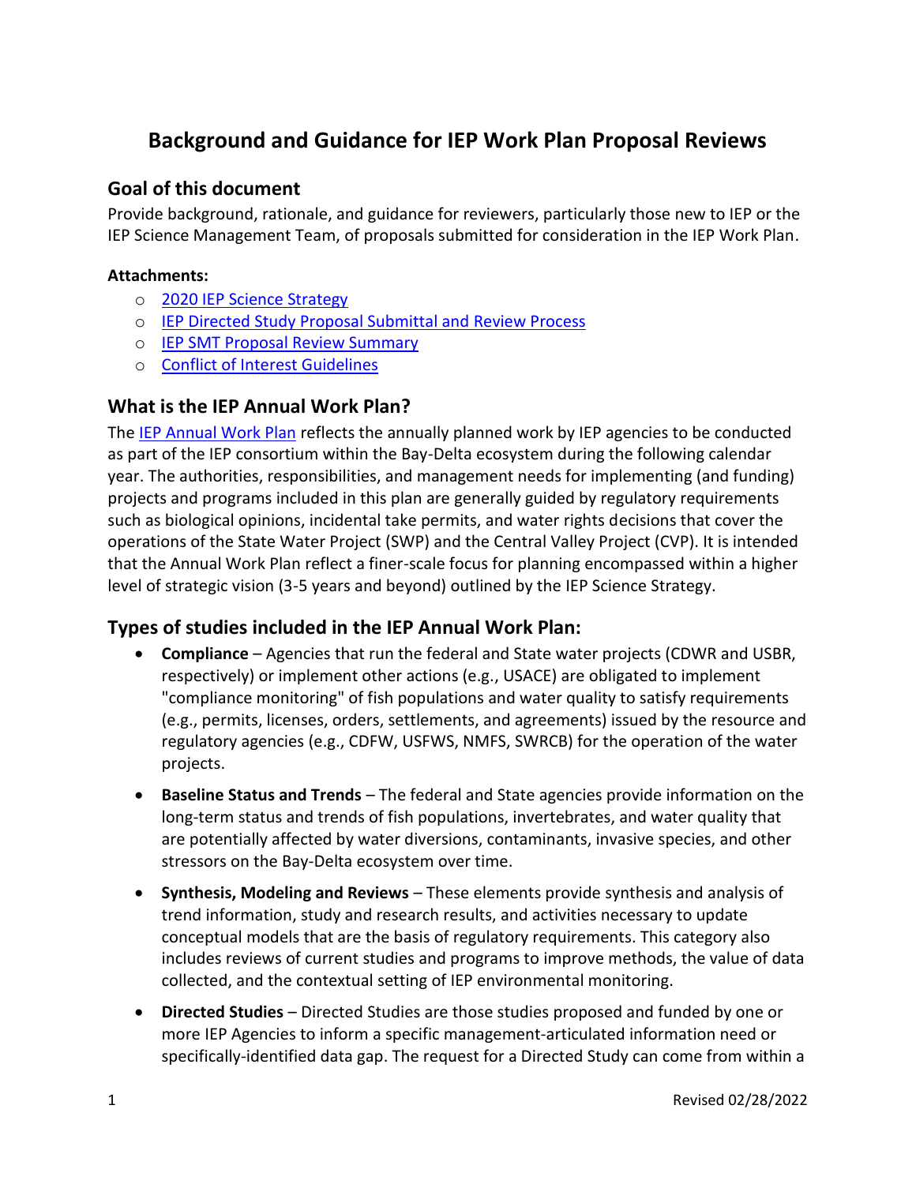# Background and Guidance for IEP Work Plan Proposal Reviews

## Goal of this document

Provide background, rationale, and guidance for reviewers, particularly those new to IEP or the IEP Science Management Team, of proposals submitted for consideration in the IEP Work Plan.

**Attachments:**

- 2020 IEP Science Strategy
- IEP Directed Study Proposal Submittal and Review Process
- IEP SMT Proposal Review Summary
- Conflict of Interest Guidelines

## What is the IEP Annual Work Plan?

The IEP Annual Work Plan reflects the annually planned work by IEP agencies to be conducted as part of the IEP consortium within the Bay-Delta ecosystem during the following calendar year. The authorities, responsibilities, and management needs for implementing (and funding) projects and programs included in this plan are generally guided by regulatory requirements such as biological opinions, incidental take permits, and water rights decisions that cover the operations of the State Water Project (SWP) and the Central Valley Project (CVP). It is intended that the Annual Work Plan reflect a finer-scale focus for planning encompassed within a higher level of strategic vision (3-5 years and beyond) outlined by the IEP Science Strategy.

## Types of studies included in the IEP Annual Work Plan:

- **Compliance** – Agencies that run the federal and State water projects (CDWR and USBR, respectively) or implement other actions (e.g., USACE) are obligated to implement "compliance monitoring" of fish populations and water quality to satisfy requirements (e.g., permits, licenses, orders, settlements, and agreements) issued by the resource and regulatory agencies (e.g., CDFW, USFWS, NMFS, SWRCB) for the operation of the water projects.
- **Baseline Status and Trends** – The federal and State agencies provide information on the long-term status and trends of fish populations, invertebrates, and water quality that are potentially affected by water diversions, contaminants, invasive species, and other stressors on the Bay-Delta ecosystem over time.
- **Synthesis, Modeling and Reviews** – These elements provide synthesis and analysis of trend information, study and research results, and activities necessary to update conceptual models that are the basis of regulatory requirements. This category also includes reviews of current studies and programs to improve methods, the value of data collected, and the contextual setting of IEP environmental monitoring.
- **Directed Studies** – Directed Studies are those studies proposed and funded by one or more IEP Agencies to inform a specific management-articulated information need or specifically-identified data gap. The request for a Directed Study can come from within a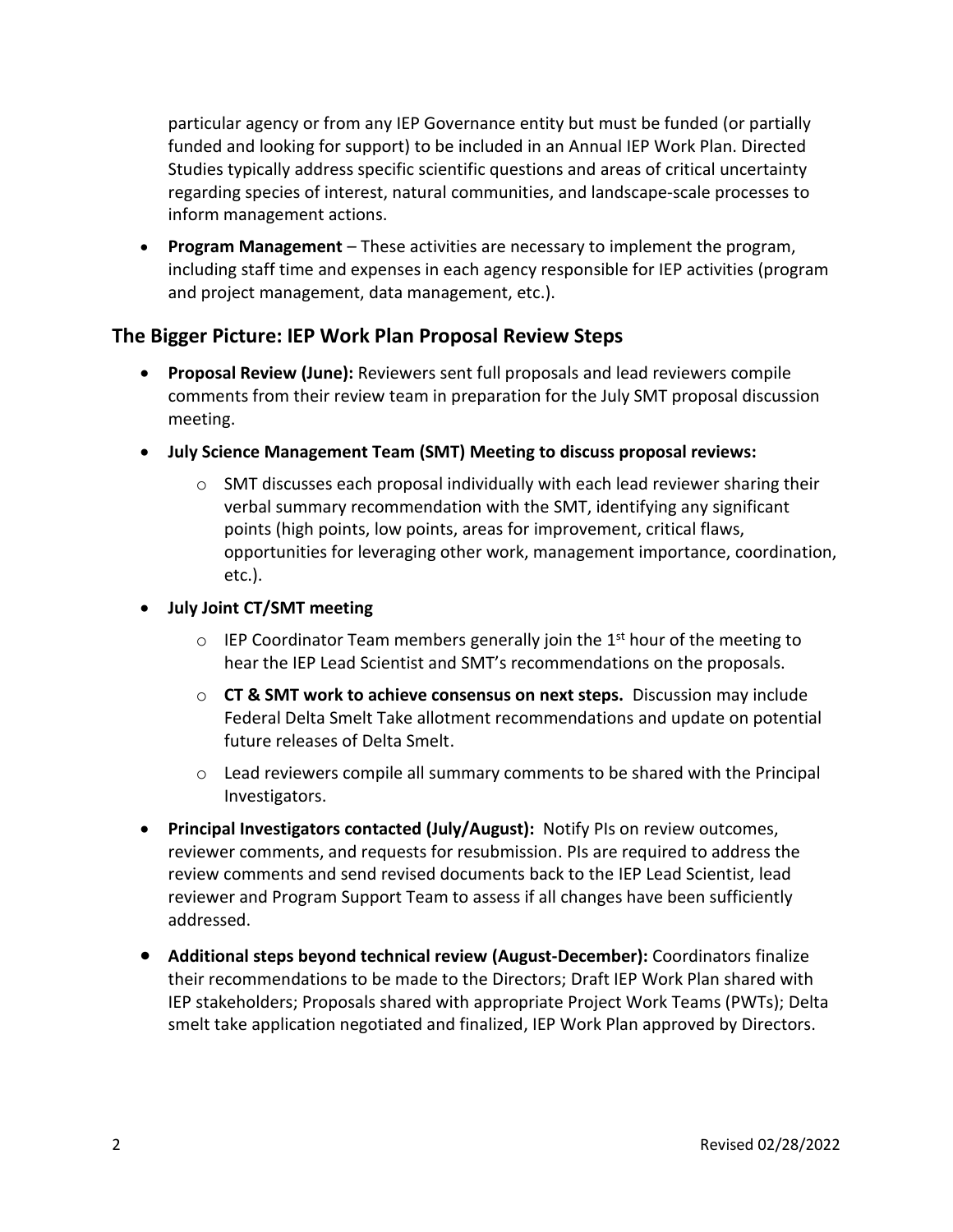particular agency or from any IEP Governance entity but must be funded (or partially funded and looking for support) to be included in an Annual IEP Work Plan. Directed Studies typically address specific scientific questions and areas of critical uncertainty regarding species of interest, natural communities, and landscape-scale processes to inform management actions.

- **Program Management** – These activities are necessary to implement the program, including staff time and expenses in each agency responsible for IEP activities (program and project management, data management, etc.).

## The Bigger Picture: IEP Work Plan Proposal Review Steps

- **Proposal Review (June):** Reviewers sent full proposals and lead reviewers compile comments from their review team in preparation for the July SMT proposal discussion meeting.
- **July Science Management Team (SMT) Meeting to discuss proposal reviews:**
  - SMT discusses each proposal individually with each lead reviewer sharing their verbal summary recommendation with the SMT, identifying any significant points (high points, low points, areas for improvement, critical flaws, opportunities for leveraging other work, management importance, coordination, etc.).
- **July Joint CT/SMT meeting**
  - IEP Coordinator Team members generally join the 1st hour of the meeting to hear the IEP Lead Scientist and SMT's recommendations on the proposals.
  - **CT & SMT work to achieve consensus on next steps.** Discussion may include Federal Delta Smelt Take allotment recommendations and update on potential future releases of Delta Smelt.
  - Lead reviewers compile all summary comments to be shared with the Principal Investigators.
- **Principal Investigators contacted (July/August):** Notify PIs on review outcomes, reviewer comments, and requests for resubmission. PIs are required to address the review comments and send revised documents back to the IEP Lead Scientist, lead reviewer and Program Support Team to assess if all changes have been sufficiently addressed.
- **Additional steps beyond technical review (August-December):** Coordinators finalize their recommendations to be made to the Directors; Draft IEP Work Plan shared with IEP stakeholders; Proposals shared with appropriate Project Work Teams (PWTs); Delta smelt take application negotiated and finalized, IEP Work Plan approved by Directors.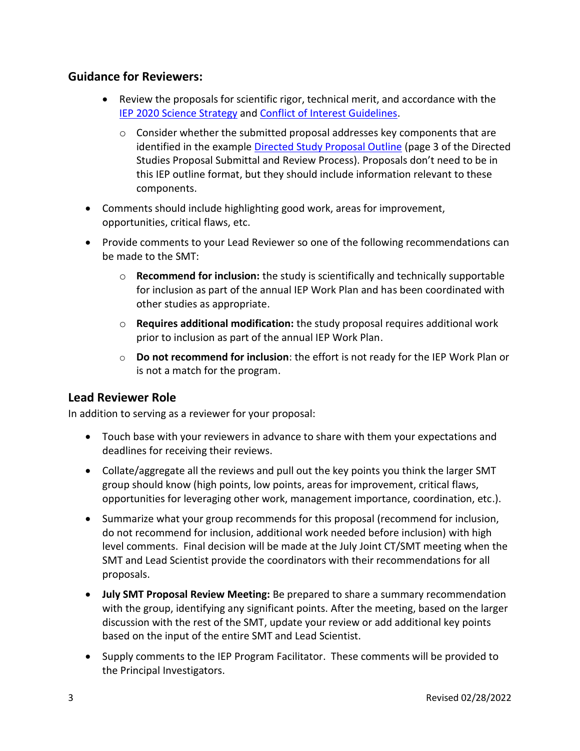## Guidance for Reviewers:

- Review the proposals for scientific rigor, technical merit, and accordance with the IEP 2020 Science Strategy and Conflict of Interest Guidelines.
    - Consider whether the submitted proposal addresses key components that are identified in the example Directed Study Proposal Outline (page 3 of the Directed Studies Proposal Submittal and Review Process). Proposals don't need to be in this IEP outline format, but they should include information relevant to these components.
- Comments should include highlighting good work, areas for improvement, opportunities, critical flaws, etc.
- Provide comments to your Lead Reviewer so one of the following recommendations can be made to the SMT:
    - **Recommend for inclusion:** the study is scientifically and technically supportable for inclusion as part of the annual IEP Work Plan and has been coordinated with other studies as appropriate.
    - **Requires additional modification:** the study proposal requires additional work prior to inclusion as part of the annual IEP Work Plan.
    - **Do not recommend for inclusion**: the effort is not ready for the IEP Work Plan or is not a match for the program.

## Lead Reviewer Role

In addition to serving as a reviewer for your proposal:

- Touch base with your reviewers in advance to share with them your expectations and deadlines for receiving their reviews.
- Collate/aggregate all the reviews and pull out the key points you think the larger SMT group should know (high points, low points, areas for improvement, critical flaws, opportunities for leveraging other work, management importance, coordination, etc.).
- Summarize what your group recommends for this proposal (recommend for inclusion, do not recommend for inclusion, additional work needed before inclusion) with high level comments. Final decision will be made at the July Joint CT/SMT meeting when the SMT and Lead Scientist provide the coordinators with their recommendations for all proposals.
- **July SMT Proposal Review Meeting:** Be prepared to share a summary recommendation with the group, identifying any significant points. After the meeting, based on the larger discussion with the rest of the SMT, update your review or add additional key points based on the input of the entire SMT and Lead Scientist.
- Supply comments to the IEP Program Facilitator. These comments will be provided to the Principal Investigators.

Revised 02/28/2022